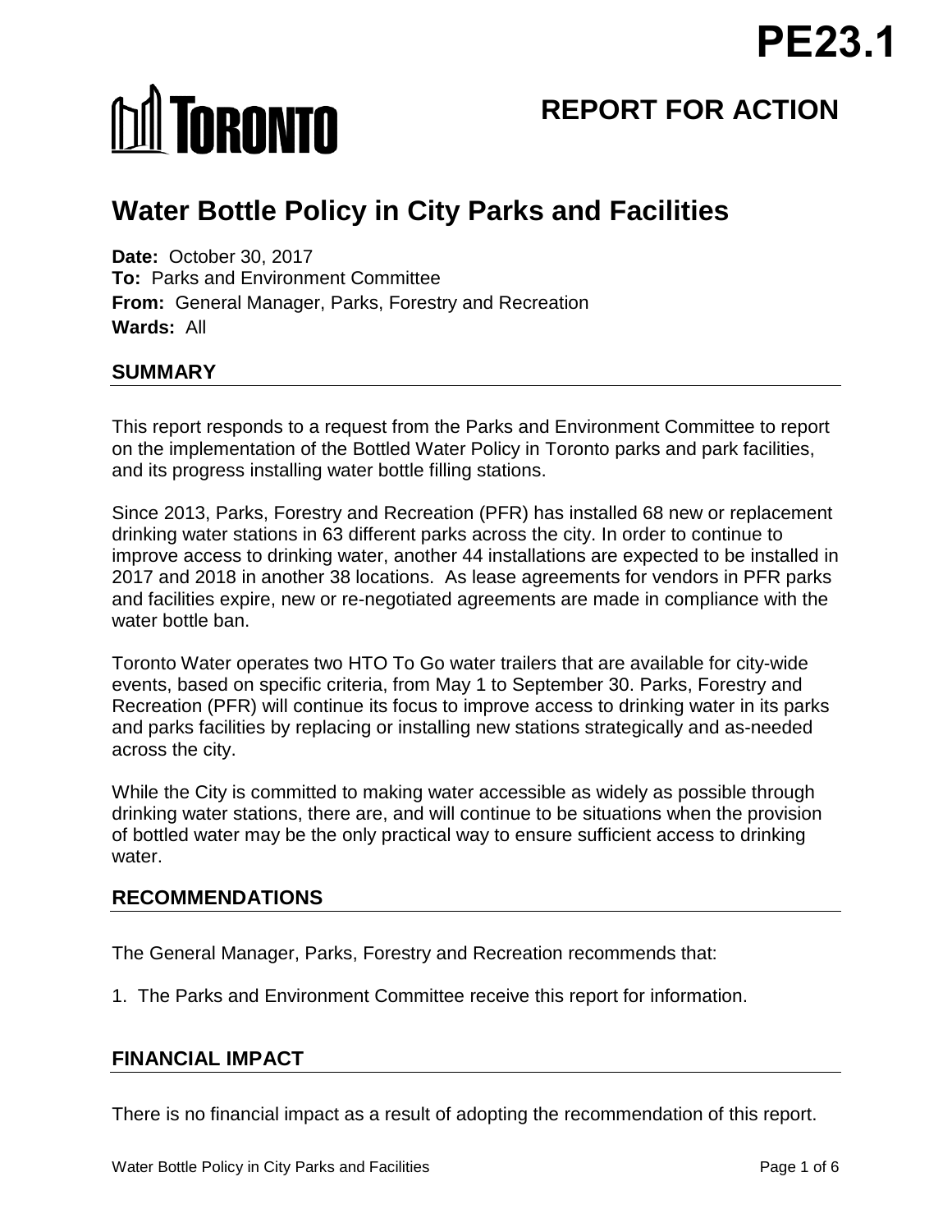PE23.1

# REPORT FOR ACTION

# Water Bottle Policy in City Parks and Facilities

**Date:** October 30, 2017
**To:** Parks and Environment Committee
**From:** General Manager, Parks, Forestry and Recreation
**Wards:** All

## SUMMARY

This report responds to a request from the Parks and Environment Committee to report on the implementation of the Bottled Water Policy in Toronto parks and park facilities, and its progress installing water bottle filling stations.

Since 2013, Parks, Forestry and Recreation (PFR) has installed 68 new or replacement drinking water stations in 63 different parks across the city. In order to continue to improve access to drinking water, another 44 installations are expected to be installed in 2017 and 2018 in another 38 locations. As lease agreements for vendors in PFR parks and facilities expire, new or re-negotiated agreements are made in compliance with the water bottle ban.

Toronto Water operates two HTO To Go water trailers that are available for city-wide events, based on specific criteria, from May 1 to September 30. Parks, Forestry and Recreation (PFR) will continue its focus to improve access to drinking water in its parks and parks facilities by replacing or installing new stations strategically and as-needed across the city.

While the City is committed to making water accessible as widely as possible through drinking water stations, there are, and will continue to be situations when the provision of bottled water may be the only practical way to ensure sufficient access to drinking water.

## RECOMMENDATIONS

The General Manager, Parks, Forestry and Recreation recommends that:

1. The Parks and Environment Committee receive this report for information.

## FINANCIAL IMPACT

There is no financial impact as a result of adopting the recommendation of this report.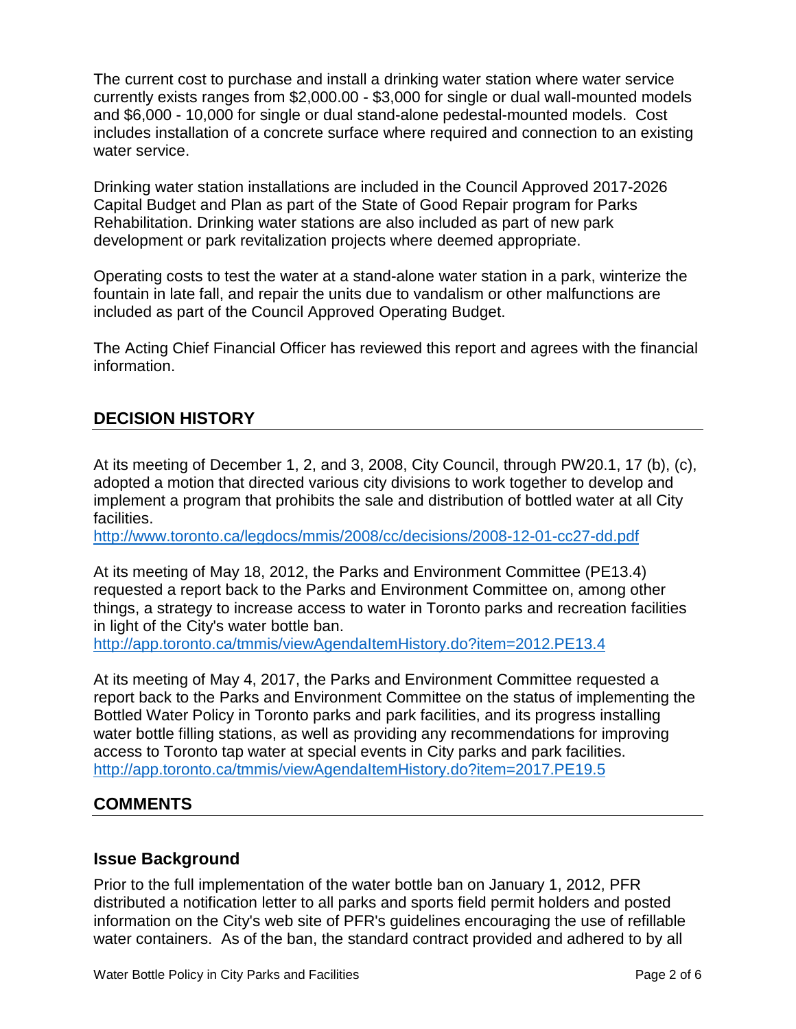The current cost to purchase and install a drinking water station where water service currently exists ranges from $2,000.00 - $3,000 for single or dual wall-mounted models and $6,000 - 10,000 for single or dual stand-alone pedestal-mounted models. Cost includes installation of a concrete surface where required and connection to an existing water service.

Drinking water station installations are included in the Council Approved 2017-2026 Capital Budget and Plan as part of the State of Good Repair program for Parks Rehabilitation. Drinking water stations are also included as part of new park development or park revitalization projects where deemed appropriate.

Operating costs to test the water at a stand-alone water station in a park, winterize the fountain in late fall, and repair the units due to vandalism or other malfunctions are included as part of the Council Approved Operating Budget.

The Acting Chief Financial Officer has reviewed this report and agrees with the financial information.

## DECISION HISTORY

At its meeting of December 1, 2, and 3, 2008, City Council, through PW20.1, 17 (b), (c), adopted a motion that directed various city divisions to work together to develop and implement a program that prohibits the sale and distribution of bottled water at all City facilities.
http://www.toronto.ca/legdocs/mmis/2008/cc/decisions/2008-12-01-cc27-dd.pdf

At its meeting of May 18, 2012, the Parks and Environment Committee (PE13.4) requested a report back to the Parks and Environment Committee on, among other things, a strategy to increase access to water in Toronto parks and recreation facilities in light of the City's water bottle ban.
http://app.toronto.ca/tmmis/viewAgendaItemHistory.do?item=2012.PE13.4

At its meeting of May 4, 2017, the Parks and Environment Committee requested a report back to the Parks and Environment Committee on the status of implementing the Bottled Water Policy in Toronto parks and park facilities, and its progress installing water bottle filling stations, as well as providing any recommendations for improving access to Toronto tap water at special events in City parks and park facilities.
http://app.toronto.ca/tmmis/viewAgendaItemHistory.do?item=2017.PE19.5

## COMMENTS

### Issue Background

Prior to the full implementation of the water bottle ban on January 1, 2012, PFR distributed a notification letter to all parks and sports field permit holders and posted information on the City's web site of PFR's guidelines encouraging the use of refillable water containers. As of the ban, the standard contract provided and adhered to by all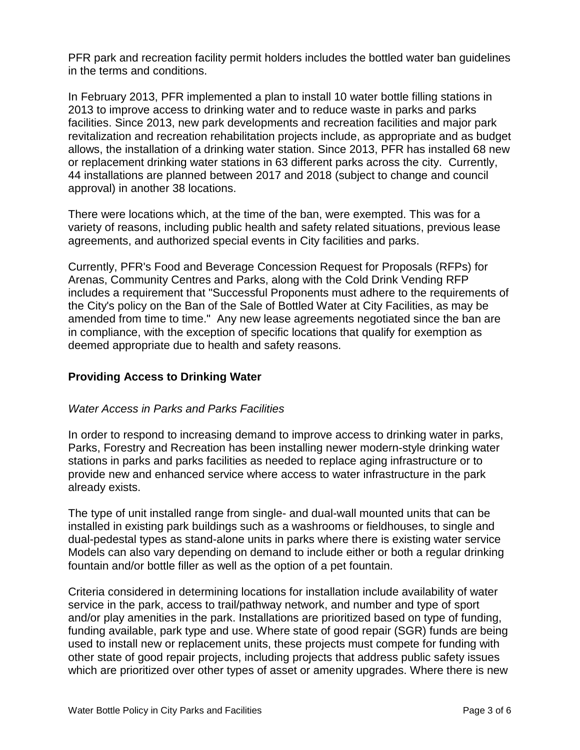PFR park and recreation facility permit holders includes the bottled water ban guidelines in the terms and conditions.

In February 2013, PFR implemented a plan to install 10 water bottle filling stations in 2013 to improve access to drinking water and to reduce waste in parks and parks facilities. Since 2013, new park developments and recreation facilities and major park revitalization and recreation rehabilitation projects include, as appropriate and as budget allows, the installation of a drinking water station. Since 2013, PFR has installed 68 new or replacement drinking water stations in 63 different parks across the city. Currently, 44 installations are planned between 2017 and 2018 (subject to change and council approval) in another 38 locations.

There were locations which, at the time of the ban, were exempted. This was for a variety of reasons, including public health and safety related situations, previous lease agreements, and authorized special events in City facilities and parks.

Currently, PFR's Food and Beverage Concession Request for Proposals (RFPs) for Arenas, Community Centres and Parks, along with the Cold Drink Vending RFP includes a requirement that "Successful Proponents must adhere to the requirements of the City's policy on the Ban of the Sale of Bottled Water at City Facilities, as may be amended from time to time." Any new lease agreements negotiated since the ban are in compliance, with the exception of specific locations that qualify for exemption as deemed appropriate due to health and safety reasons.

## Providing Access to Drinking Water

### *Water Access in Parks and Parks Facilities*

In order to respond to increasing demand to improve access to drinking water in parks, Parks, Forestry and Recreation has been installing newer modern-style drinking water stations in parks and parks facilities as needed to replace aging infrastructure or to provide new and enhanced service where access to water infrastructure in the park already exists.

The type of unit installed range from single- and dual-wall mounted units that can be installed in existing park buildings such as a washrooms or fieldhouses, to single and dual-pedestal types as stand-alone units in parks where there is existing water service Models can also vary depending on demand to include either or both a regular drinking fountain and/or bottle filler as well as the option of a pet fountain.

Criteria considered in determining locations for installation include availability of water service in the park, access to trail/pathway network, and number and type of sport and/or play amenities in the park. Installations are prioritized based on type of funding, funding available, park type and use. Where state of good repair (SGR) funds are being used to install new or replacement units, these projects must compete for funding with other state of good repair projects, including projects that address public safety issues which are prioritized over other types of asset or amenity upgrades. Where there is new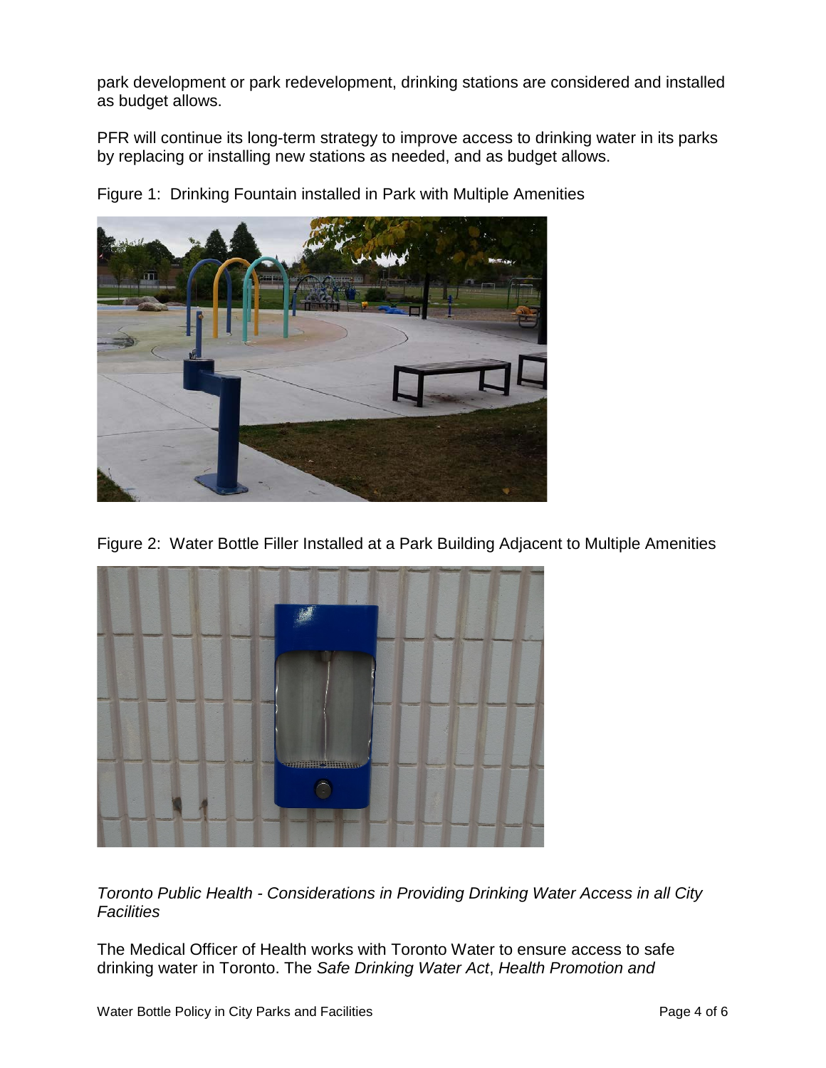park development or park redevelopment, drinking stations are considered and installed as budget allows.

PFR will continue its long-term strategy to improve access to drinking water in its parks by replacing or installing new stations as needed, and as budget allows.

Figure 1: Drinking Fountain installed in Park with Multiple Amenities

Figure 2: Water Bottle Filler Installed at a Park Building Adjacent to Multiple Amenities

*Toronto Public Health - Considerations in Providing Drinking Water Access in all City Facilities*

The Medical Officer of Health works with Toronto Water to ensure access to safe drinking water in Toronto. The *Safe Drinking Water Act*, *Health Promotion and*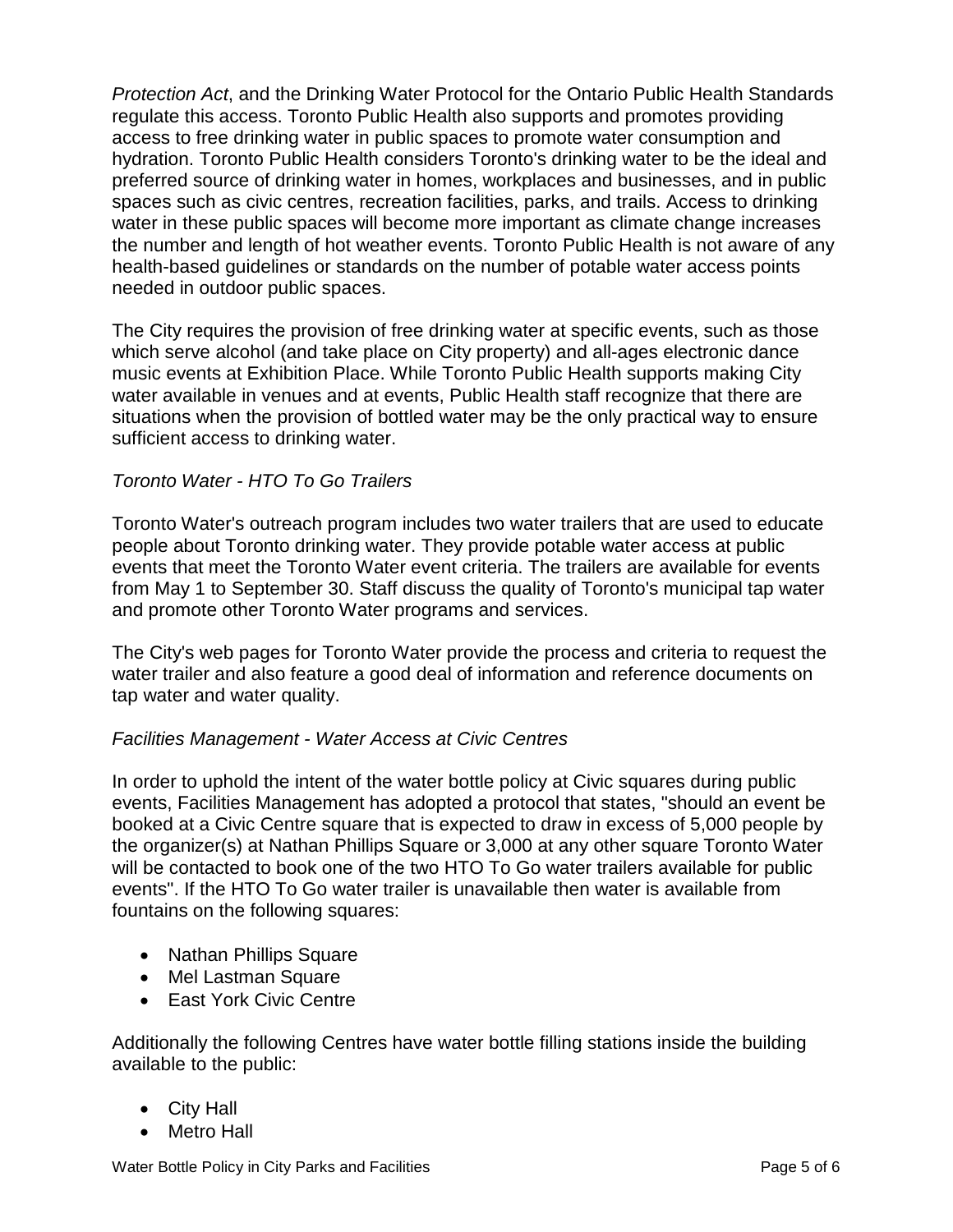*Protection Act*, and the Drinking Water Protocol for the Ontario Public Health Standards regulate this access. Toronto Public Health also supports and promotes providing access to free drinking water in public spaces to promote water consumption and hydration. Toronto Public Health considers Toronto's drinking water to be the ideal and preferred source of drinking water in homes, workplaces and businesses, and in public spaces such as civic centres, recreation facilities, parks, and trails. Access to drinking water in these public spaces will become more important as climate change increases the number and length of hot weather events. Toronto Public Health is not aware of any health-based guidelines or standards on the number of potable water access points needed in outdoor public spaces.

The City requires the provision of free drinking water at specific events, such as those which serve alcohol (and take place on City property) and all-ages electronic dance music events at Exhibition Place. While Toronto Public Health supports making City water available in venues and at events, Public Health staff recognize that there are situations when the provision of bottled water may be the only practical way to ensure sufficient access to drinking water.

*Toronto Water - HTO To Go Trailers*

Toronto Water's outreach program includes two water trailers that are used to educate people about Toronto drinking water. They provide potable water access at public events that meet the Toronto Water event criteria. The trailers are available for events from May 1 to September 30. Staff discuss the quality of Toronto's municipal tap water and promote other Toronto Water programs and services.

The City's web pages for Toronto Water provide the process and criteria to request the water trailer and also feature a good deal of information and reference documents on tap water and water quality.

*Facilities Management - Water Access at Civic Centres*

In order to uphold the intent of the water bottle policy at Civic squares during public events, Facilities Management has adopted a protocol that states, "should an event be booked at a Civic Centre square that is expected to draw in excess of 5,000 people by the organizer(s) at Nathan Phillips Square or 3,000 at any other square Toronto Water will be contacted to book one of the two HTO To Go water trailers available for public events". If the HTO To Go water trailer is unavailable then water is available from fountains on the following squares:

- Nathan Phillips Square
- Mel Lastman Square
- East York Civic Centre

Additionally the following Centres have water bottle filling stations inside the building available to the public:

- City Hall
- Metro Hall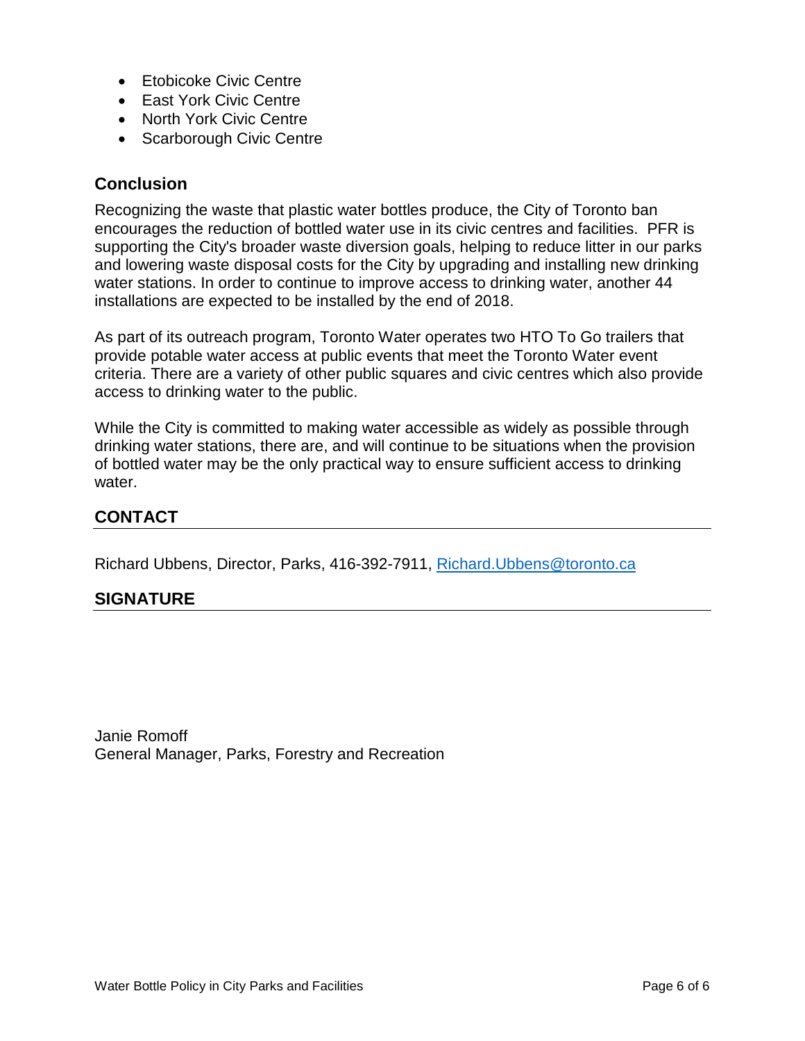- Etobicoke Civic Centre
- East York Civic Centre
- North York Civic Centre
- Scarborough Civic Centre

### Conclusion

Recognizing the waste that plastic water bottles produce, the City of Toronto ban encourages the reduction of bottled water use in its civic centres and facilities. PFR is supporting the City's broader waste diversion goals, helping to reduce litter in our parks and lowering waste disposal costs for the City by upgrading and installing new drinking water stations. In order to continue to improve access to drinking water, another 44 installations are expected to be installed by the end of 2018.

As part of its outreach program, Toronto Water operates two HTO To Go trailers that provide potable water access at public events that meet the Toronto Water event criteria. There are a variety of other public squares and civic centres which also provide access to drinking water to the public.

While the City is committed to making water accessible as widely as possible through drinking water stations, there are, and will continue to be situations when the provision of bottled water may be the only practical way to ensure sufficient access to drinking water.

## CONTACT

Richard Ubbens, Director, Parks, 416-392-7911, Richard.Ubbens@toronto.ca

## SIGNATURE

Janie Romoff
General Manager, Parks, Forestry and Recreation